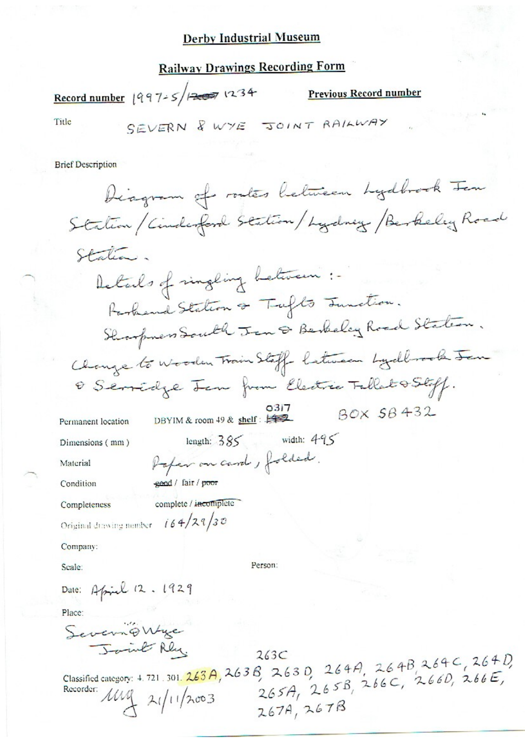# Derby Industrial Museum

## Railway Drawings Recording Form

**Record number** 1997-5/~~1207~~ 1234 **Previous Record number**

Title SEVERN & WYE JOINT RAILWAY

Brief Description

Diagram of routes between Lydbrook Jcn Station / Cinderford Station / Lydney / Berkeley Road Station.

Details of singling between :-

Parkend Station & Tufts Junction.

Sharpness South Jcn & Berkeley Road Station.

Change to Wooden Train Staff between Lydbrook Jcn & Serridge Jcn from Electric Tablet & Staff.

Permanent location DBYIM & room 49 & shelf: ~~142~~ 0317 BOX SB432

Dimensions (mm) length: 385 width: 495

Material Paper on card, folded.

Condition ~~good~~ / fair / ~~poor~~

Completeness complete / ~~incomplete~~

Original drawing number 164/29/30

Company:

Scale: Person:

Date: April 12. 1929

Place:

Severn & Wye Joint Rly

Classified category: 4. 721. 301. 263A, 263B, 263C, 263D, 264A, 264B, 264C, 264D, 265A, 265B, 266C, 266D, 266E, 267A, 267B

Recorder: MG 21/11/2003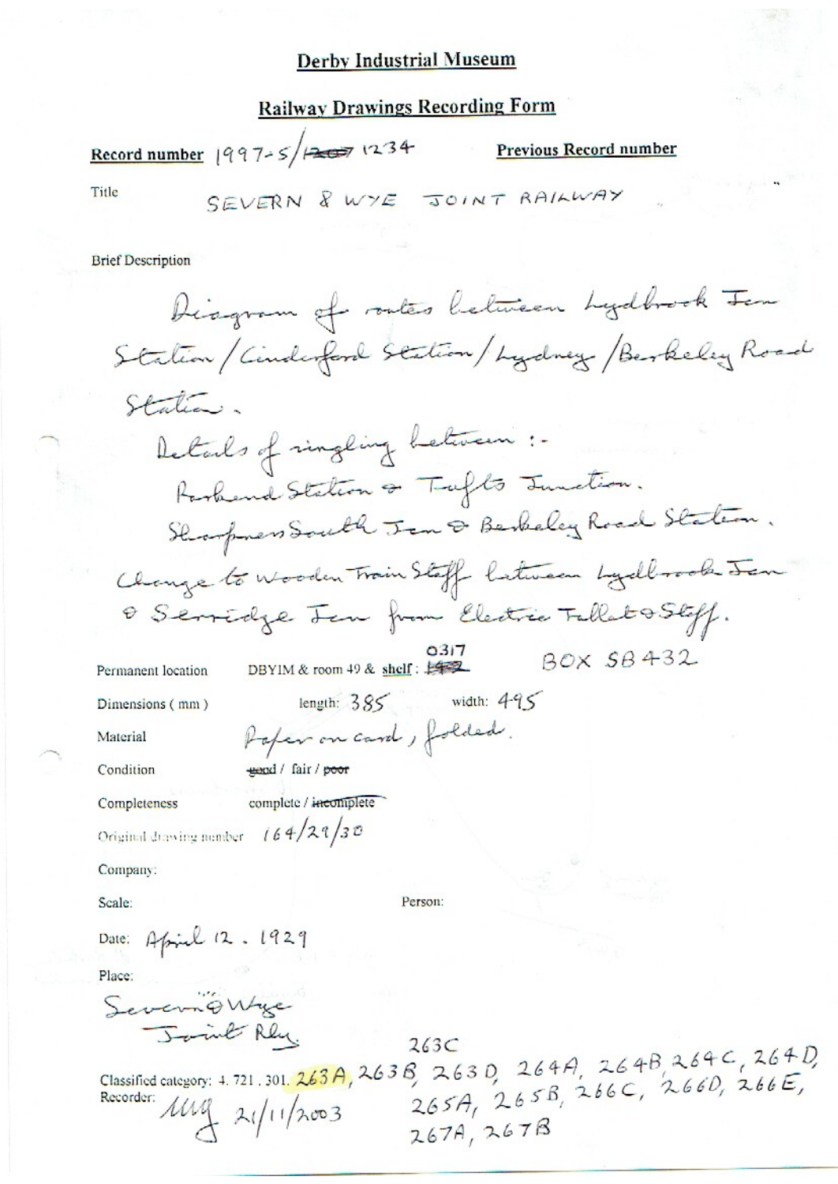# Derby Industrial Museum

## Railway Drawings Recording Form

**Record number** 1997-5/~~1207~~ 1234 **Previous Record number**

Title SEVERN & WYE JOINT RAILWAY

Brief Description

Diagram of routes between Lydbrook Jcn Station / Cinderford Station / Lydney / Berkeley Road Station.

Details of singling between :-

Parkend Station & Tufts Junction.

Sharpness South Jcn & Berkeley Road Station.

Change to Wooden Train Staff between Lydbrook Jcn & Serridge Jcn from Electric Tablet & Staff.

Permanent location DBYIM & room 49 & shelf : ~~142~~ 0317 BOX SB432

Dimensions ( mm ) length: 385 width: 495

Material Paper on card, folded.

Condition ~~good~~ / fair / ~~poor~~

Completeness complete / ~~incomplete~~

Original drawing number 164/29/30

Company:

Scale: Person:

Date: April 12. 1929

Place:

Severn & Wye Joint Rly

Classified category: 4. 721 . 301. 263A, 263B, 263C, 263D, 264A, 264B, 264C, 264D, 265A, 265B, 266C, 266D, 266E, 267A, 267B

Recorder: MW 21/11/2003